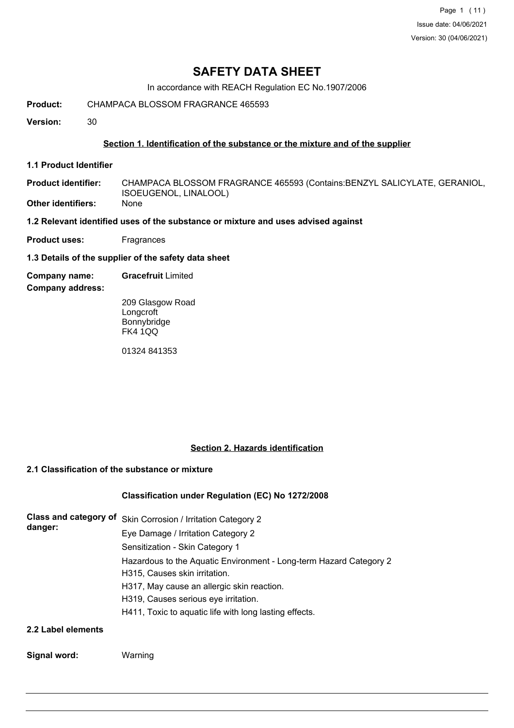# SAFETY DATA SHEET

In accordance with REACH Regulation EC No.1907/2006

**Product:** CHAMPACA BLOSSOM FRAGRANCE 465593

**Version:** 30

## Section 1. Identification of the substance or the mixture and of the supplier

### 1.1 Product Identifier

**Product identifier:** CHAMPACA BLOSSOM FRAGRANCE 465593 (Contains:BENZYL SALICYLATE, GERANIOL, ISOEUGENOL, LINALOOL)

**Other identifiers:** None

### 1.2 Relevant identified uses of the substance or mixture and uses advised against

**Product uses:** Fragrances

### 1.3 Details of the supplier of the safety data sheet

**Company name:** **Gracefruit** Limited

**Company address:**

209 Glasgow Road
Longcroft
Bonnybridge
FK4 1QQ

01324 841353

## Section 2. Hazards identification

### 2.1 Classification of the substance or mixture

**Classification under Regulation (EC) No 1272/2008**

**Class and category of danger:**

Skin Corrosion / Irritation Category 2
Eye Damage / Irritation Category 2
Sensitization - Skin Category 1
Hazardous to the Aquatic Environment - Long-term Hazard Category 2
H315, Causes skin irritation.
H317, May cause an allergic skin reaction.
H319, Causes serious eye irritation.
H411, Toxic to aquatic life with long lasting effects.

### 2.2 Label elements

**Signal word:** Warning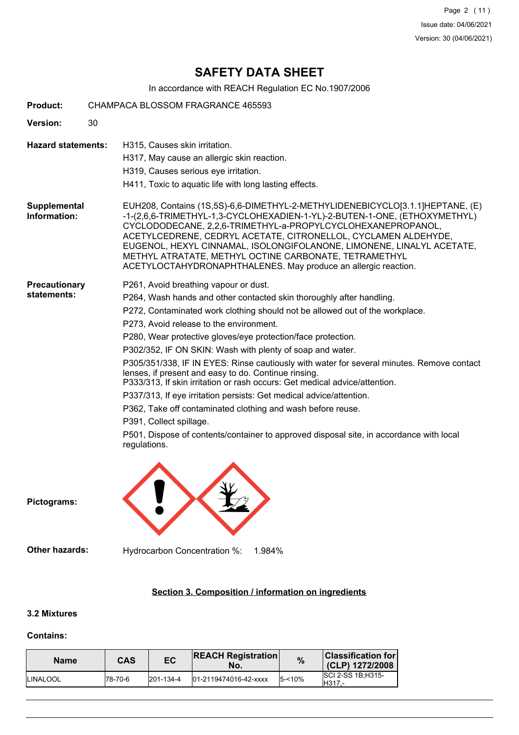# SAFETY DATA SHEET

In accordance with REACH Regulation EC No.1907/2006

**Product:** CHAMPACA BLOSSOM FRAGRANCE 465593

**Version:** 30

**Hazard statements:**

H315, Causes skin irritation.

H317, May cause an allergic skin reaction.

H319, Causes serious eye irritation.

H411, Toxic to aquatic life with long lasting effects.

**Supplemental Information:**

EUH208, Contains (1S,5S)-6,6-DIMETHYL-2-METHYLIDENEBICYCLO[3.1.1]HEPTANE, (E)-1-(2,6,6-TRIMETHYL-1,3-CYCLOHEXADIEN-1-YL)-2-BUTEN-1-ONE, (ETHOXYMETHYL) CYCLODODECANE, 2,2,6-TRIMETHYL-a-PROPYLCYCLOHEXANEPROPANOL, ACETYLCEDRENE, CEDRYL ACETATE, CITRONELLOL, CYCLAMEN ALDEHYDE, EUGENOL, HEXYL CINNAMAL, ISOLONGIFOLANONE, LIMONENE, LINALYL ACETATE, METHYL ATRATATE, METHYL OCTINE CARBONATE, TETRAMETHYL ACETYLOCTAHYDRONAPHTHALENES. May produce an allergic reaction.

**Precautionary statements:**

P261, Avoid breathing vapour or dust.

P264, Wash hands and other contacted skin thoroughly after handling.

P272, Contaminated work clothing should not be allowed out of the workplace.

P273, Avoid release to the environment.

P280, Wear protective gloves/eye protection/face protection.

P302/352, IF ON SKIN: Wash with plenty of soap and water.

P305/351/338, IF IN EYES: Rinse cautiously with water for several minutes. Remove contact lenses, if present and easy to do. Continue rinsing.
P333/313, If skin irritation or rash occurs: Get medical advice/attention.

P337/313, If eye irritation persists: Get medical advice/attention.

P362, Take off contaminated clothing and wash before reuse.

P391, Collect spillage.

P501, Dispose of contents/container to approved disposal site, in accordance with local regulations.

**Pictograms:**

**Other hazards:** Hydrocarbon Concentration %: 1.984%

## Section 3. Composition / information on ingredients

### 3.2 Mixtures

**Contains:**

| Name | CAS | EC | REACH Registration No. | % | Classification for (CLP) 1272/2008 |
|---|---|---|---|---|---|
| LINALOOL | 78-70-6 | 201-134-4 | 01-2119474016-42-xxxx | 5-<10% | SCI 2-SS 1B;H315-H317,- |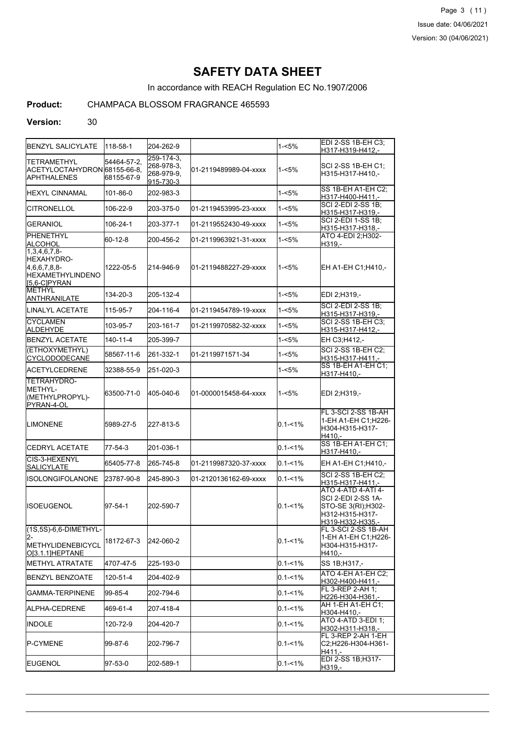# SAFETY DATA SHEET

In accordance with REACH Regulation EC No.1907/2006

**Product:** CHAMPACA BLOSSOM FRAGRANCE 465593

**Version:** 30

| | | | | | |
|---|---|---|---|---|---|
| BENZYL SALICYLATE | 118-58-1 | 204-262-9 | | 1-<5% | EDI 2-SS 1B-EH C3;H317-H319-H412,- |
| TETRAMETHYL ACETYLOCTAHYDRONAPHTHALENES | 54464-57-2, 68155-66-8, 68155-67-9 | 259-174-3, 268-978-3, 268-979-9, 915-730-3 | 01-2119489989-04-xxxx | 1-<5% | SCI 2-SS 1B-EH C1;H315-H317-H410,- |
| HEXYL CINNAMAL | 101-86-0 | 202-983-3 | | 1-<5% | SS 1B-EH A1-EH C2;H317-H400-H411,- |
| CITRONELLOL | 106-22-9 | 203-375-0 | 01-2119453995-23-xxxx | 1-<5% | SCI 2-EDI 2-SS 1B;H315-H317-H319,- |
| GERANIOL | 106-24-1 | 203-377-1 | 01-2119552430-49-xxxx | 1-<5% | SCI 2-EDI 1-SS 1B;H315-H317-H318,- |
| PHENETHYL ALCOHOL | 60-12-8 | 200-456-2 | 01-2119963921-31-xxxx | 1-<5% | ATO 4-EDI 2;H302-H319,- |
| 1,3,4,6,7,8-HEXAHYDRO-4,6,6,7,8,8-HEXAMETHYLINDENO[5,6-C]PYRAN | 1222-05-5 | 214-946-9 | 01-2119488227-29-xxxx | 1-<5% | EH A1-EH C1;H410,- |
| METHYL ANTHRANILATE | 134-20-3 | 205-132-4 | | 1-<5% | EDI 2;H319,- |
| LINALYL ACETATE | 115-95-7 | 204-116-4 | 01-2119454789-19-xxxx | 1-<5% | SCI 2-EDI 2-SS 1B;H315-H317-H319,- |
| CYCLAMEN ALDEHYDE | 103-95-7 | 203-161-7 | 01-2119970582-32-xxxx | 1-<5% | SCI 2-SS 1B-EH C3;H315-H317-H412,- |
| BENZYL ACETATE | 140-11-4 | 205-399-7 | | 1-<5% | EH C3;H412,- |
| (ETHOXYMETHYL) CYCLODODECANE | 58567-11-6 | 261-332-1 | 01-2119971571-34 | 1-<5% | SCI 2-SS 1B-EH C2;H315-H317-H411,- |
| ACETYLCEDRENE | 32388-55-9 | 251-020-3 | | 1-<5% | SS 1B-EH A1-EH C1;H317-H410,- |
| TETRAHYDRO-METHYL-(METHYLPROPYL)-PYRAN-4-OL | 63500-71-0 | 405-040-6 | 01-0000015458-64-xxxx | 1-<5% | EDI 2;H319,- |
| LIMONENE | 5989-27-5 | 227-813-5 | | 0.1-<1% | FL 3-SCI 2-SS 1B-AH 1-EH A1-EH C1;H226-H304-H315-H317-H410,- |
| CEDRYL ACETATE | 77-54-3 | 201-036-1 | | 0.1-<1% | SS 1B-EH A1-EH C1;H317-H410,- |
| CIS-3-HEXENYL SALICYLATE | 65405-77-8 | 265-745-8 | 01-2119987320-37-xxxx | 0.1-<1% | EH A1-EH C1;H410,- |
| ISOLONGIFOLANONE | 23787-90-8 | 245-890-3 | 01-2120136162-69-xxxx | 0.1-<1% | SCI 2-SS 1B-EH C2;H315-H317-H411,- |
| ISOEUGENOL | 97-54-1 | 202-590-7 | | 0.1-<1% | ATO 4-ATD 4-ATI 4-SCI 2-EDI 2-SS 1A-STO-SE 3(RI);H302-H312-H315-H317-H319-H332-H335,- |
| (1S,5S)-6,6-DIMETHYL-2-METHYLIDENEBICYCLO[3.1.1]HEPTANE | 18172-67-3 | 242-060-2 | | 0.1-<1% | FL 3-SCI 2-SS 1B-AH 1-EH A1-EH C1;H226-H304-H315-H317-H410,- |
| METHYL ATRATATE | 4707-47-5 | 225-193-0 | | 0.1-<1% | SS 1B;H317,- |
| BENZYL BENZOATE | 120-51-4 | 204-402-9 | | 0.1-<1% | ATO 4-EH A1-EH C2;H302-H400-H411,- |
| GAMMA-TERPINENE | 99-85-4 | 202-794-6 | | 0.1-<1% | FL 3-REP 2-AH 1;H226-H304-H361,- |
| ALPHA-CEDRENE | 469-61-4 | 207-418-4 | | 0.1-<1% | AH 1-EH A1-EH C1;H304-H410,- |
| INDOLE | 120-72-9 | 204-420-7 | | 0.1-<1% | ATO 4-ATD 3-EDI 1;H302-H311-H318,- |
| P-CYMENE | 99-87-6 | 202-796-7 | | 0.1-<1% | FL 3-REP 2-AH 1-EH C2;H226-H304-H361-H411,- |
| EUGENOL | 97-53-0 | 202-589-1 | | 0.1-<1% | EDI 2-SS 1B;H317-H319,- |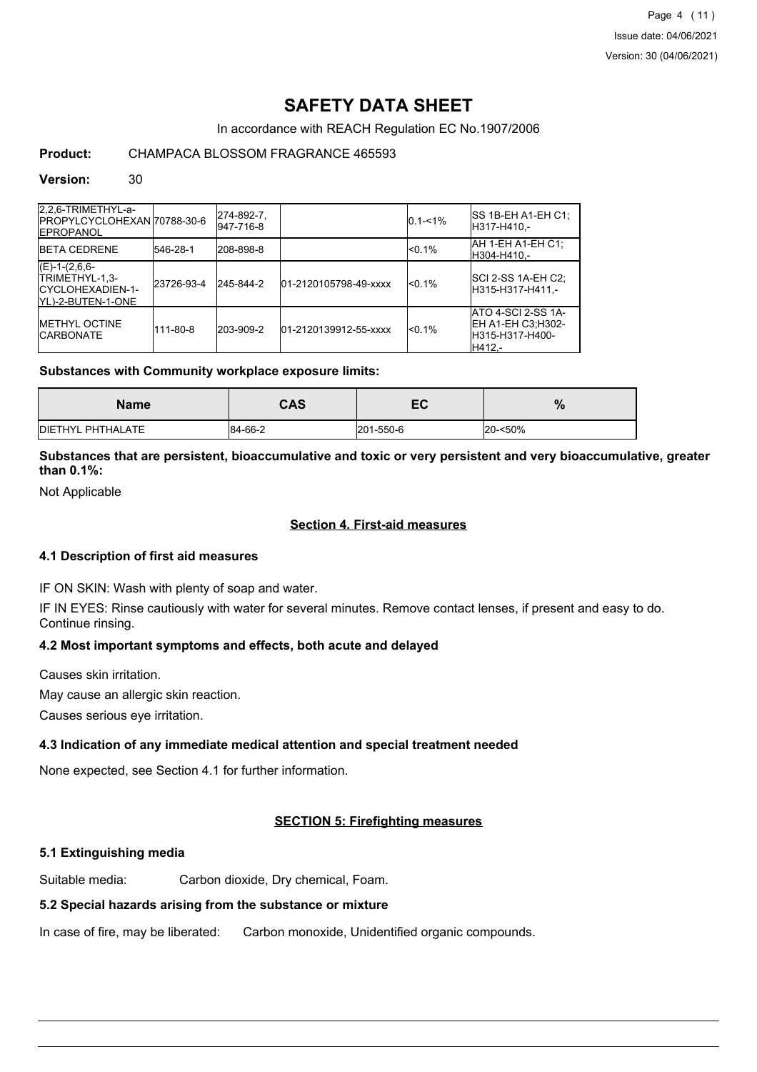# SAFETY DATA SHEET

In accordance with REACH Regulation EC No.1907/2006

**Product:** CHAMPACA BLOSSOM FRAGRANCE 465593

**Version:** 30

| | | | | | |
|---|---|---|---|---|---|
| 2,2,6-TRIMETHYL-a-PROPYLCYCLOHEXANEPROPANOL | 70788-30-6 | 274-892-7, 947-716-8 | | 0.1-<1% | SS 1B-EH A1-EH C1;H317-H410,- |
| BETA CEDRENE | 546-28-1 | 208-898-8 | | <0.1% | AH 1-EH A1-EH C1;H304-H410,- |
| (E)-1-(2,6,6-TRIMETHYL-1,3-CYCLOHEXADIEN-1-YL)-2-BUTEN-1-ONE | 23726-93-4 | 245-844-2 | 01-2120105798-49-xxxx | <0.1% | SCI 2-SS 1A-EH C2;H315-H317-H411,- |
| METHYL OCTINE CARBONATE | 111-80-8 | 203-909-2 | 01-2120139912-55-xxxx | <0.1% | ATO 4-SCI 2-SS 1A-EH A1-EH C3;H302-H315-H317-H400-H412,- |

**Substances with Community workplace exposure limits:**

| Name | CAS | EC | % |
|---|---|---|---|
| DIETHYL PHTHALATE | 84-66-2 | 201-550-6 | 20-<50% |

**Substances that are persistent, bioaccumulative and toxic or very persistent and very bioaccumulative, greater than 0.1%:**

Not Applicable

## Section 4. First-aid measures

### 4.1 Description of first aid measures

IF ON SKIN: Wash with plenty of soap and water.

IF IN EYES: Rinse cautiously with water for several minutes. Remove contact lenses, if present and easy to do. Continue rinsing.

### 4.2 Most important symptoms and effects, both acute and delayed

Causes skin irritation.

May cause an allergic skin reaction.

Causes serious eye irritation.

### 4.3 Indication of any immediate medical attention and special treatment needed

None expected, see Section 4.1 for further information.

## SECTION 5: Firefighting measures

### 5.1 Extinguishing media

Suitable media: Carbon dioxide, Dry chemical, Foam.

### 5.2 Special hazards arising from the substance or mixture

In case of fire, may be liberated: Carbon monoxide, Unidentified organic compounds.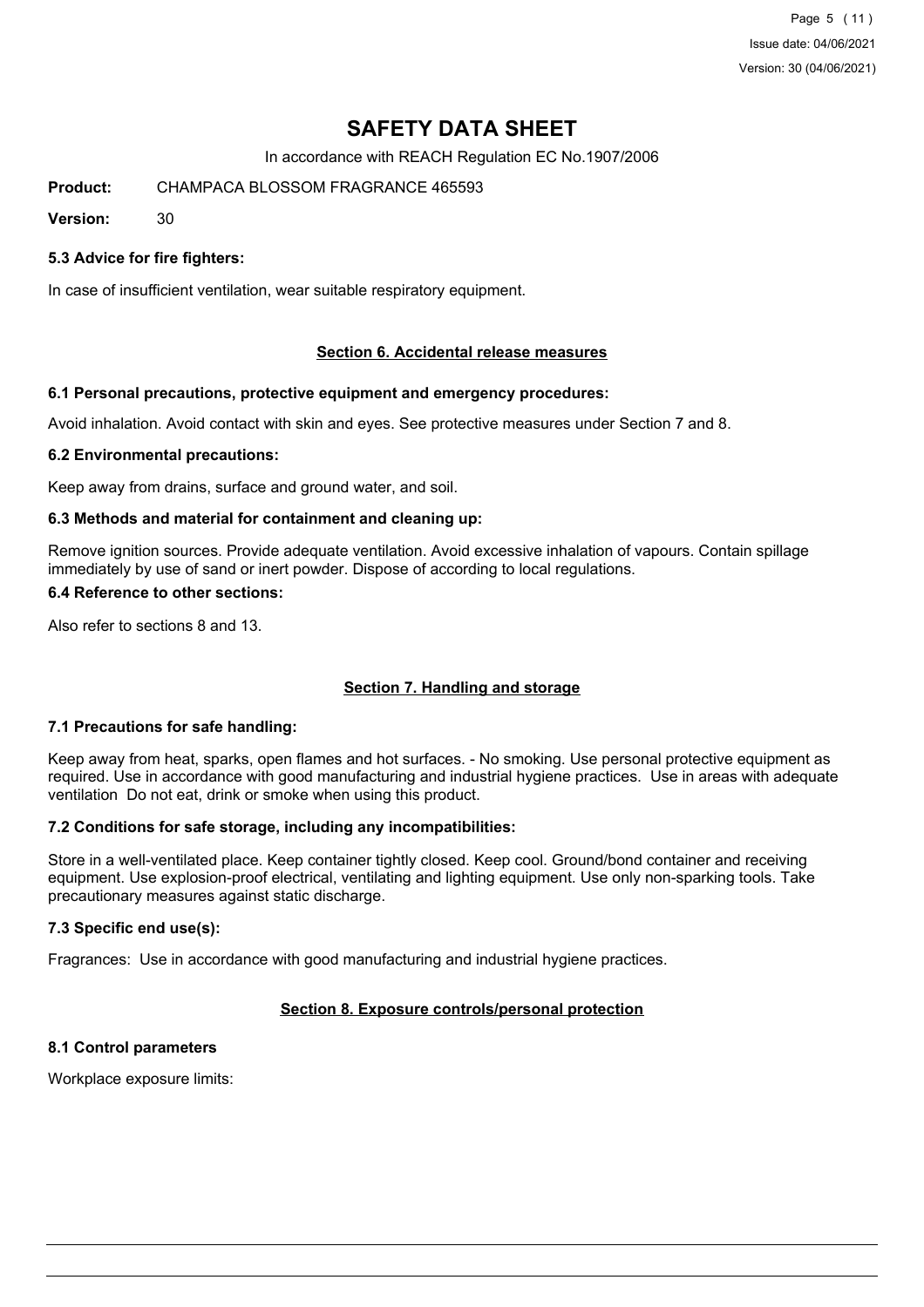# SAFETY DATA SHEET

In accordance with REACH Regulation EC No.1907/2006

**Product:** CHAMPACA BLOSSOM FRAGRANCE 465593

**Version:** 30

### 5.3 Advice for fire fighters:

In case of insufficient ventilation, wear suitable respiratory equipment.

## Section 6. Accidental release measures

### 6.1 Personal precautions, protective equipment and emergency procedures:

Avoid inhalation. Avoid contact with skin and eyes. See protective measures under Section 7 and 8.

### 6.2 Environmental precautions:

Keep away from drains, surface and ground water, and soil.

### 6.3 Methods and material for containment and cleaning up:

Remove ignition sources. Provide adequate ventilation. Avoid excessive inhalation of vapours. Contain spillage immediately by use of sand or inert powder. Dispose of according to local regulations.

### 6.4 Reference to other sections:

Also refer to sections 8 and 13.

## Section 7. Handling and storage

### 7.1 Precautions for safe handling:

Keep away from heat, sparks, open flames and hot surfaces. - No smoking. Use personal protective equipment as required. Use in accordance with good manufacturing and industrial hygiene practices. Use in areas with adequate ventilation Do not eat, drink or smoke when using this product.

### 7.2 Conditions for safe storage, including any incompatibilities:

Store in a well-ventilated place. Keep container tightly closed. Keep cool. Ground/bond container and receiving equipment. Use explosion-proof electrical, ventilating and lighting equipment. Use only non-sparking tools. Take precautionary measures against static discharge.

### 7.3 Specific end use(s):

Fragrances: Use in accordance with good manufacturing and industrial hygiene practices.

## Section 8. Exposure controls/personal protection

### 8.1 Control parameters

Workplace exposure limits: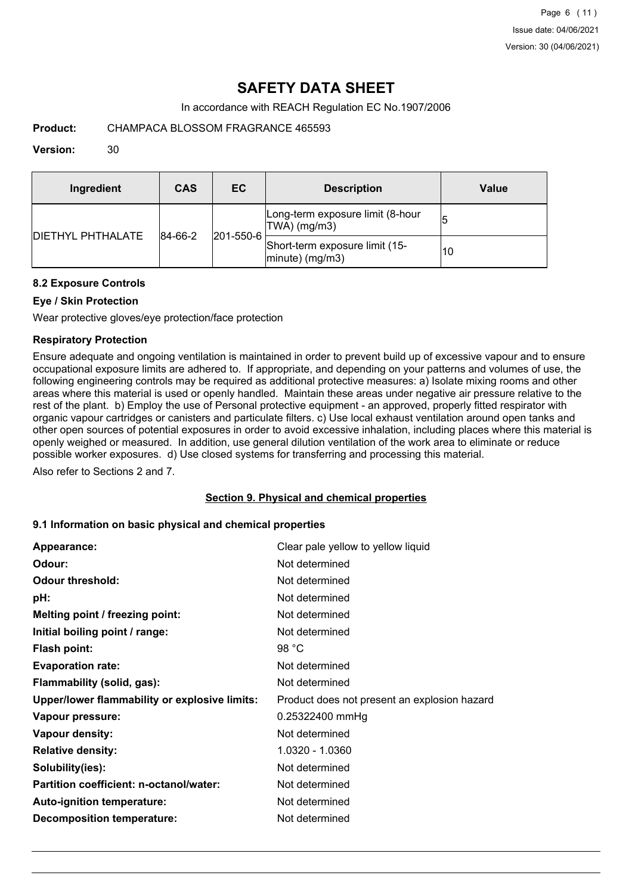| Ingredient | CAS | EC | Description | Value |
|---|---|---|---|---|
| DIETHYL PHTHALATE | 84-66-2 | 201-550-6 | Long-term exposure limit (8-hour TWA) (mg/m3) | 5 |
| | | | Short-term exposure limit (15-minute) (mg/m3) | 10 |

### 8.2 Exposure Controls

#### Eye / Skin Protection

Wear protective gloves/eye protection/face protection

#### Respiratory Protection

Ensure adequate and ongoing ventilation is maintained in order to prevent build up of excessive vapour and to ensure occupational exposure limits are adhered to. If appropriate, and depending on your patterns and volumes of use, the following engineering controls may be required as additional protective measures: a) Isolate mixing rooms and other areas where this material is used or openly handled. Maintain these areas under negative air pressure relative to the rest of the plant. b) Employ the use of Personal protective equipment - an approved, properly fitted respirator with organic vapour cartridges or canisters and particulate filters. c) Use local exhaust ventilation around open tanks and other open sources of potential exposures in order to avoid excessive inhalation, including places where this material is openly weighed or measured. In addition, use general dilution ventilation of the work area to eliminate or reduce possible worker exposures. d) Use closed systems for transferring and processing this material.

Also refer to Sections 2 and 7.

## Section 9. Physical and chemical properties

### 9.1 Information on basic physical and chemical properties

| | |
|---|---|
| **Appearance:** | Clear pale yellow to yellow liquid |
| **Odour:** | Not determined |
| **Odour threshold:** | Not determined |
| **pH:** | Not determined |
| **Melting point / freezing point:** | Not determined |
| **Initial boiling point / range:** | Not determined |
| **Flash point:** | 98 °C |
| **Evaporation rate:** | Not determined |
| **Flammability (solid, gas):** | Not determined |
| **Upper/lower flammability or explosive limits:** | Product does not present an explosion hazard |
| **Vapour pressure:** | 0.25322400 mmHg |
| **Vapour density:** | Not determined |
| **Relative density:** | 1.0320 - 1.0360 |
| **Solubility(ies):** | Not determined |
| **Partition coefficient: n-octanol/water:** | Not determined |
| **Auto-ignition temperature:** | Not determined |
| **Decomposition temperature:** | Not determined |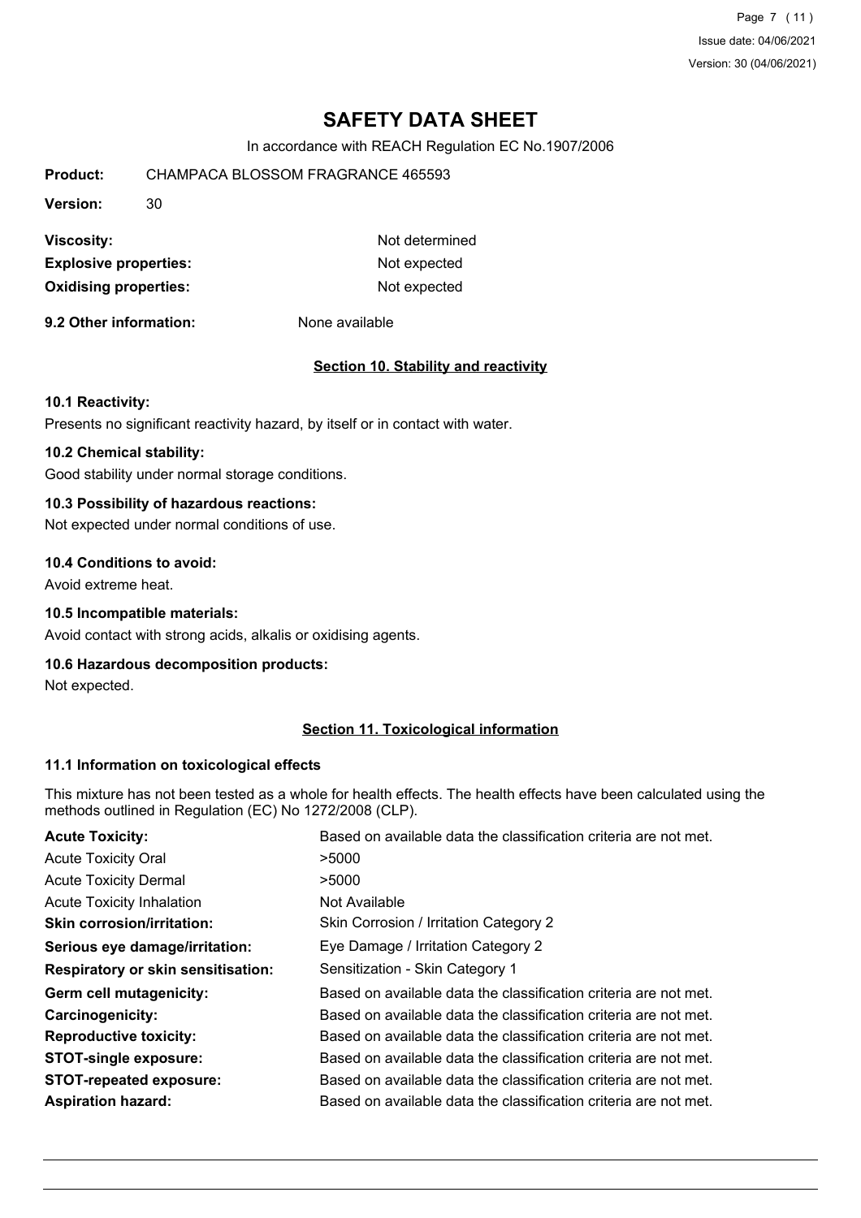# SAFETY DATA SHEET

In accordance with REACH Regulation EC No.1907/2006

**Product:** CHAMPACA BLOSSOM FRAGRANCE 465593

**Version:** 30

| | |
|---|---|
| **Viscosity:** | Not determined |
| **Explosive properties:** | Not expected |
| **Oxidising properties:** | Not expected |

**9.2 Other information:** None available

## Section 10. Stability and reactivity

### 10.1 Reactivity:

Presents no significant reactivity hazard, by itself or in contact with water.

### 10.2 Chemical stability:

Good stability under normal storage conditions.

### 10.3 Possibility of hazardous reactions:

Not expected under normal conditions of use.

### 10.4 Conditions to avoid:

Avoid extreme heat.

### 10.5 Incompatible materials:

Avoid contact with strong acids, alkalis or oxidising agents.

### 10.6 Hazardous decomposition products:

Not expected.

## Section 11. Toxicological information

### 11.1 Information on toxicological effects

This mixture has not been tested as a whole for health effects. The health effects have been calculated using the methods outlined in Regulation (EC) No 1272/2008 (CLP).

| | |
|---|---|
| **Acute Toxicity:** | Based on available data the classification criteria are not met. |
| Acute Toxicity Oral | >5000 |
| Acute Toxicity Dermal | >5000 |
| Acute Toxicity Inhalation | Not Available |
| **Skin corrosion/irritation:** | Skin Corrosion / Irritation Category 2 |
| **Serious eye damage/irritation:** | Eye Damage / Irritation Category 2 |
| **Respiratory or skin sensitisation:** | Sensitization - Skin Category 1 |
| **Germ cell mutagenicity:** | Based on available data the classification criteria are not met. |
| **Carcinogenicity:** | Based on available data the classification criteria are not met. |
| **Reproductive toxicity:** | Based on available data the classification criteria are not met. |
| **STOT-single exposure:** | Based on available data the classification criteria are not met. |
| **STOT-repeated exposure:** | Based on available data the classification criteria are not met. |
| **Aspiration hazard:** | Based on available data the classification criteria are not met. |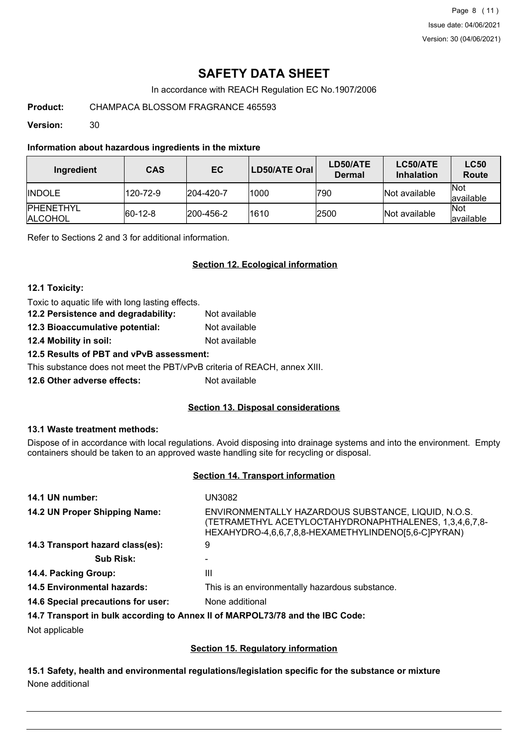# SAFETY DATA SHEET

In accordance with REACH Regulation EC No.1907/2006

**Product:** CHAMPACA BLOSSOM FRAGRANCE 465593

**Version:** 30

### Information about hazardous ingredients in the mixture

| Ingredient | CAS | EC | LD50/ATE Oral | LD50/ATE Dermal | LC50/ATE Inhalation | LC50 Route |
|---|---|---|---|---|---|---|
| INDOLE | 120-72-9 | 204-420-7 | 1000 | 790 | Not available | Not available |
| PHENETHYL ALCOHOL | 60-12-8 | 200-456-2 | 1610 | 2500 | Not available | Not available |

Refer to Sections 2 and 3 for additional information.

## Section 12. Ecological information

**12.1 Toxicity:**

Toxic to aquatic life with long lasting effects.

**12.2 Persistence and degradability:** Not available

**12.3 Bioaccumulative potential:** Not available

**12.4 Mobility in soil:** Not available

**12.5 Results of PBT and vPvB assessment:**

This substance does not meet the PBT/vPvB criteria of REACH, annex XIII.

**12.6 Other adverse effects:** Not available

## Section 13. Disposal considerations

**13.1 Waste treatment methods:**

Dispose of in accordance with local regulations. Avoid disposing into drainage systems and into the environment. Empty containers should be taken to an approved waste handling site for recycling or disposal.

## Section 14. Transport information

**14.1 UN number:** UN3082

**14.2 UN Proper Shipping Name:** ENVIRONMENTALLY HAZARDOUS SUBSTANCE, LIQUID, N.O.S. (TETRAMETHYL ACETYLOCTAHYDRONAPHTHALENES, 1,3,4,6,7,8-HEXAHYDRO-4,6,6,7,8,8-HEXAMETHYLINDENO[5,6-C]PYRAN)

**14.3 Transport hazard class(es):** 9

**Sub Risk:** -

**14.4. Packing Group:** III

**14.5 Environmental hazards:** This is an environmentally hazardous substance.

**14.6 Special precautions for user:** None additional

**14.7 Transport in bulk according to Annex II of MARPOL73/78 and the IBC Code:**

Not applicable

## Section 15. Regulatory information

**15.1 Safety, health and environmental regulations/legislation specific for the substance or mixture**

None additional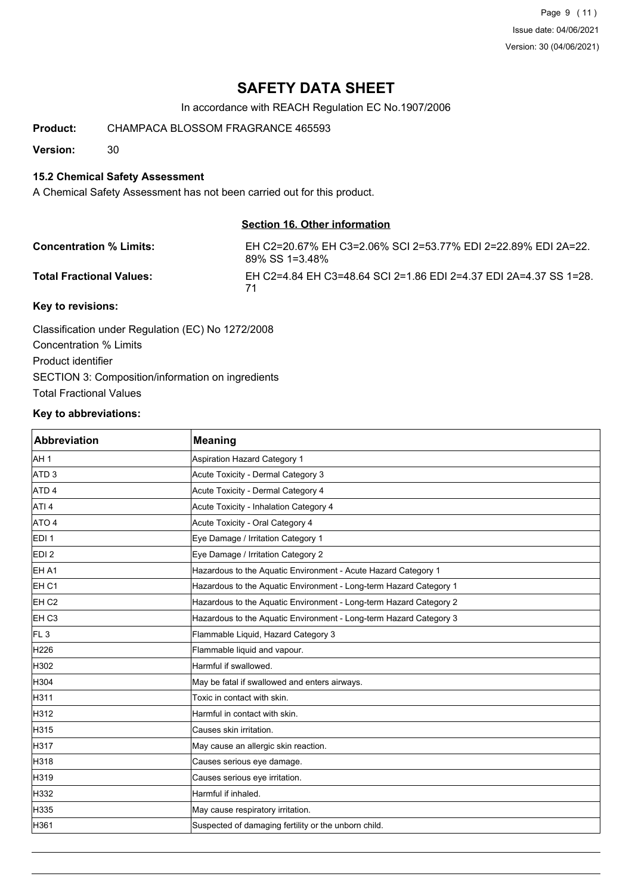# SAFETY DATA SHEET

In accordance with REACH Regulation EC No.1907/2006

**Product:** CHAMPACA BLOSSOM FRAGRANCE 465593

**Version:** 30

### 15.2 Chemical Safety Assessment

A Chemical Safety Assessment has not been carried out for this product.

## Section 16. Other information

**Concentration % Limits:** EH C2=20.67% EH C3=2.06% SCI 2=53.77% EDI 2=22.89% EDI 2A=22.89% SS 1=3.48%

**Total Fractional Values:** EH C2=4.84 EH C3=48.64 SCI 2=1.86 EDI 2=4.37 EDI 2A=4.37 SS 1=28.71

### Key to revisions:

Classification under Regulation (EC) No 1272/2008

Concentration % Limits

Product identifier

SECTION 3: Composition/information on ingredients

Total Fractional Values

### Key to abbreviations:

| Abbreviation | Meaning |
|---|---|
| AH 1 | Aspiration Hazard Category 1 |
| ATD 3 | Acute Toxicity - Dermal Category 3 |
| ATD 4 | Acute Toxicity - Dermal Category 4 |
| ATI 4 | Acute Toxicity - Inhalation Category 4 |
| ATO 4 | Acute Toxicity - Oral Category 4 |
| EDI 1 | Eye Damage / Irritation Category 1 |
| EDI 2 | Eye Damage / Irritation Category 2 |
| EH A1 | Hazardous to the Aquatic Environment - Acute Hazard Category 1 |
| EH C1 | Hazardous to the Aquatic Environment - Long-term Hazard Category 1 |
| EH C2 | Hazardous to the Aquatic Environment - Long-term Hazard Category 2 |
| EH C3 | Hazardous to the Aquatic Environment - Long-term Hazard Category 3 |
| FL 3 | Flammable Liquid, Hazard Category 3 |
| H226 | Flammable liquid and vapour. |
| H302 | Harmful if swallowed. |
| H304 | May be fatal if swallowed and enters airways. |
| H311 | Toxic in contact with skin. |
| H312 | Harmful in contact with skin. |
| H315 | Causes skin irritation. |
| H317 | May cause an allergic skin reaction. |
| H318 | Causes serious eye damage. |
| H319 | Causes serious eye irritation. |
| H332 | Harmful if inhaled. |
| H335 | May cause respiratory irritation. |
| H361 | Suspected of damaging fertility or the unborn child. |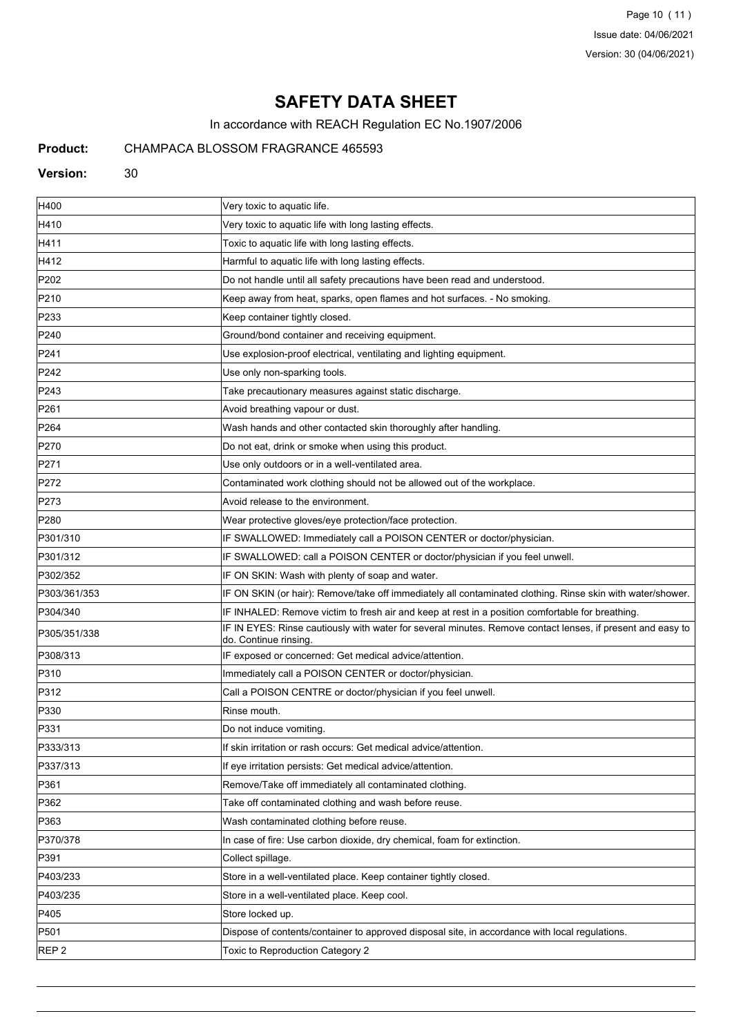# SAFETY DATA SHEET

In accordance with REACH Regulation EC No.1907/2006

**Product:** CHAMPACA BLOSSOM FRAGRANCE 465593

**Version:** 30

| | |
|---|---|
| H400 | Very toxic to aquatic life. |
| H410 | Very toxic to aquatic life with long lasting effects. |
| H411 | Toxic to aquatic life with long lasting effects. |
| H412 | Harmful to aquatic life with long lasting effects. |
| P202 | Do not handle until all safety precautions have been read and understood. |
| P210 | Keep away from heat, sparks, open flames and hot surfaces. - No smoking. |
| P233 | Keep container tightly closed. |
| P240 | Ground/bond container and receiving equipment. |
| P241 | Use explosion-proof electrical, ventilating and lighting equipment. |
| P242 | Use only non-sparking tools. |
| P243 | Take precautionary measures against static discharge. |
| P261 | Avoid breathing vapour or dust. |
| P264 | Wash hands and other contacted skin thoroughly after handling. |
| P270 | Do not eat, drink or smoke when using this product. |
| P271 | Use only outdoors or in a well-ventilated area. |
| P272 | Contaminated work clothing should not be allowed out of the workplace. |
| P273 | Avoid release to the environment. |
| P280 | Wear protective gloves/eye protection/face protection. |
| P301/310 | IF SWALLOWED: Immediately call a POISON CENTER or doctor/physician. |
| P301/312 | IF SWALLOWED: call a POISON CENTER or doctor/physician if you feel unwell. |
| P302/352 | IF ON SKIN: Wash with plenty of soap and water. |
| P303/361/353 | IF ON SKIN (or hair): Remove/take off immediately all contaminated clothing. Rinse skin with water/shower. |
| P304/340 | IF INHALED: Remove victim to fresh air and keep at rest in a position comfortable for breathing. |
| P305/351/338 | IF IN EYES: Rinse cautiously with water for several minutes. Remove contact lenses, if present and easy to do. Continue rinsing. |
| P308/313 | IF exposed or concerned: Get medical advice/attention. |
| P310 | Immediately call a POISON CENTER or doctor/physician. |
| P312 | Call a POISON CENTRE or doctor/physician if you feel unwell. |
| P330 | Rinse mouth. |
| P331 | Do not induce vomiting. |
| P333/313 | If skin irritation or rash occurs: Get medical advice/attention. |
| P337/313 | If eye irritation persists: Get medical advice/attention. |
| P361 | Remove/Take off immediately all contaminated clothing. |
| P362 | Take off contaminated clothing and wash before reuse. |
| P363 | Wash contaminated clothing before reuse. |
| P370/378 | In case of fire: Use carbon dioxide, dry chemical, foam for extinction. |
| P391 | Collect spillage. |
| P403/233 | Store in a well-ventilated place. Keep container tightly closed. |
| P403/235 | Store in a well-ventilated place. Keep cool. |
| P405 | Store locked up. |
| P501 | Dispose of contents/container to approved disposal site, in accordance with local regulations. |
| REP 2 | Toxic to Reproduction Category 2 |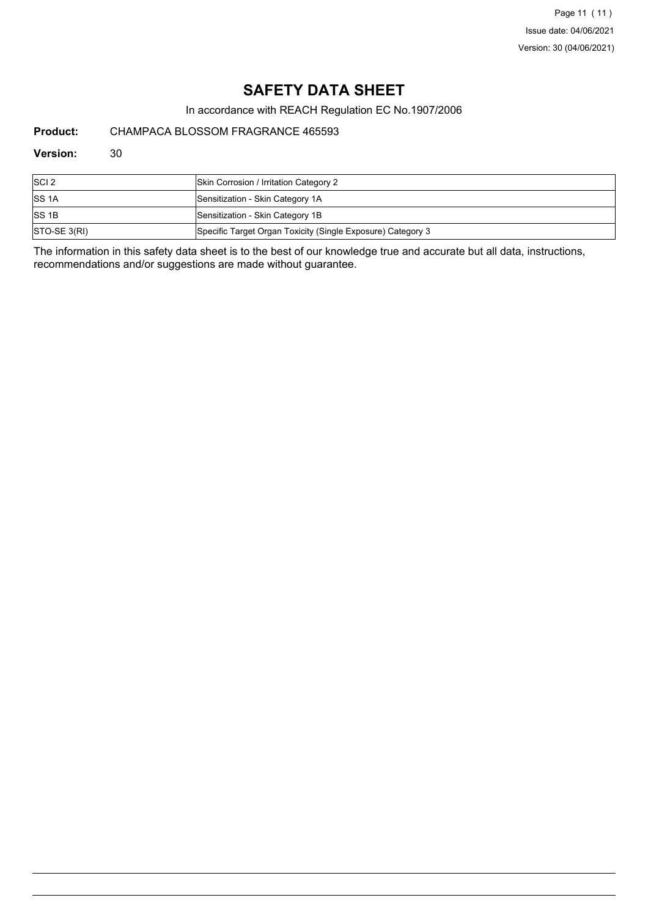# SAFETY DATA SHEET

In accordance with REACH Regulation EC No.1907/2006

**Product:** CHAMPACA BLOSSOM FRAGRANCE 465593

**Version:** 30

| | |
|---|---|
| SCI 2 | Skin Corrosion / Irritation Category 2 |
| SS 1A | Sensitization - Skin Category 1A |
| SS 1B | Sensitization - Skin Category 1B |
| STO-SE 3(RI) | Specific Target Organ Toxicity (Single Exposure) Category 3 |

The information in this safety data sheet is to the best of our knowledge true and accurate but all data, instructions, recommendations and/or suggestions are made without guarantee.